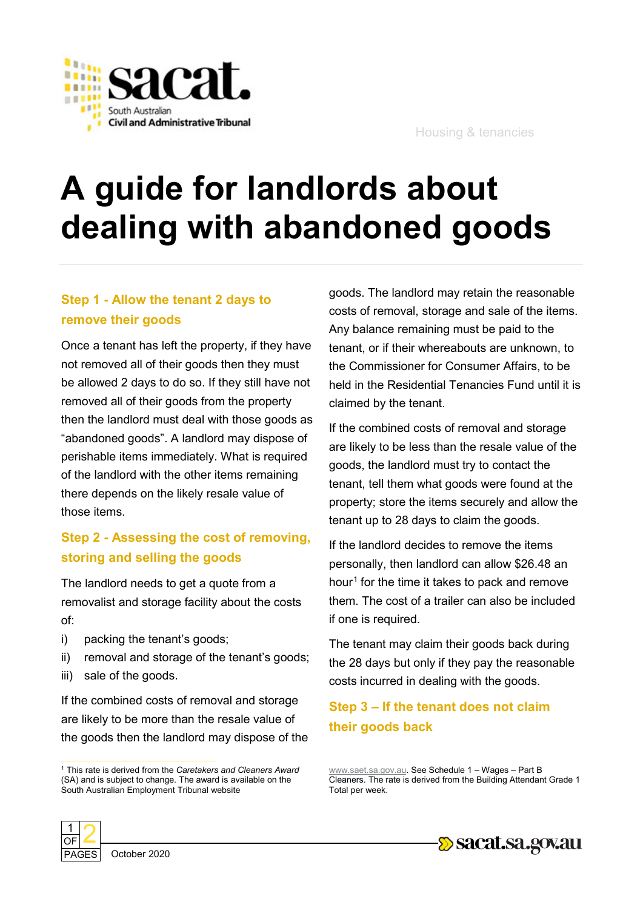Housing & tenancies

# A guide for landlords about dealing with abandoned goods

## Step 1 - Allow the tenant 2 days to remove their goods

Once a tenant has left the property, if they have not removed all of their goods then they must be allowed 2 days to do so. If they still have not removed all of their goods from the property then the landlord must deal with those goods as "abandoned goods". A landlord may dispose of perishable items immediately. What is required of the landlord with the other items remaining there depends on the likely resale value of those items.

## Step 2 - Assessing the cost of removing, storing and selling the goods

The landlord needs to get a quote from a removalist and storage facility about the costs of:

i) packing the tenant's goods;
ii) removal and storage of the tenant's goods;
iii) sale of the goods.

If the combined costs of removal and storage are likely to be more than the resale value of the goods then the landlord may dispose of the goods. The landlord may retain the reasonable costs of removal, storage and sale of the items. Any balance remaining must be paid to the tenant, or if their whereabouts are unknown, to the Commissioner for Consumer Affairs, to be held in the Residential Tenancies Fund until it is claimed by the tenant.

If the combined costs of removal and storage are likely to be less than the resale value of the goods, the landlord must try to contact the tenant, tell them what goods were found at the property; store the items securely and allow the tenant up to 28 days to claim the goods.

If the landlord decides to remove the items personally, then landlord can allow $26.48 an hour[1] for the time it takes to pack and remove them. The cost of a trailer can also be included if one is required.

The tenant may claim their goods back during the 28 days but only if they pay the reasonable costs incurred in dealing with the goods.

## Step 3 – If the tenant does not claim their goods back

[1] This rate is derived from the *Caretakers and Cleaners Award* (SA) and is subject to change. The award is available on the South Australian Employment Tribunal website www.saet.sa.gov.au. See Schedule 1 – Wages – Part B Cleaners. The rate is derived from the Building Attendant Grade 1 Total per week.

October 2020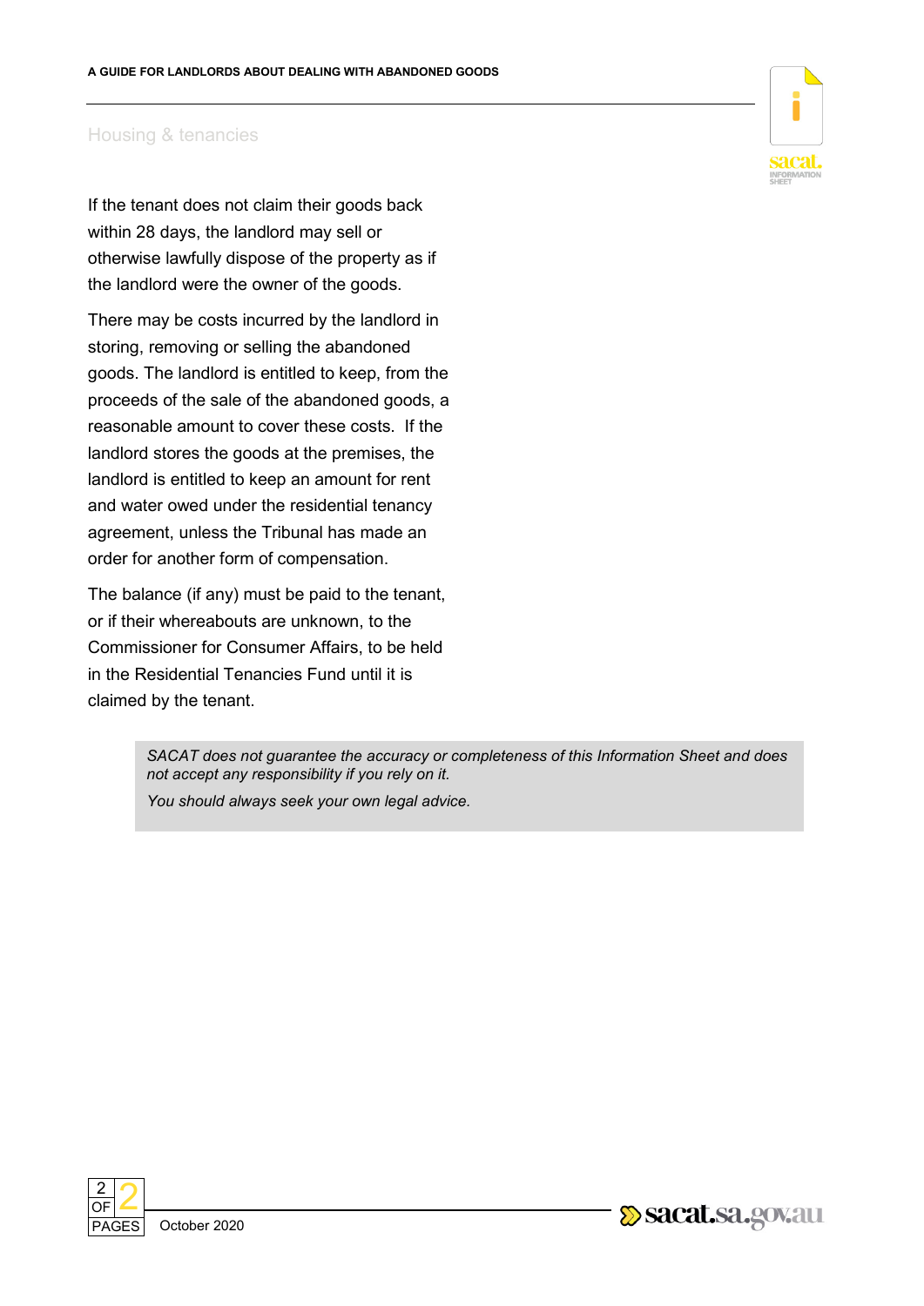If the tenant does not claim their goods back within 28 days, the landlord may sell or otherwise lawfully dispose of the property as if the landlord were the owner of the goods.

There may be costs incurred by the landlord in storing, removing or selling the abandoned goods. The landlord is entitled to keep, from the proceeds of the sale of the abandoned goods, a reasonable amount to cover these costs. If the landlord stores the goods at the premises, the landlord is entitled to keep an amount for rent and water owed under the residential tenancy agreement, unless the Tribunal has made an order for another form of compensation.

The balance (if any) must be paid to the tenant, or if their whereabouts are unknown, to the Commissioner for Consumer Affairs, to be held in the Residential Tenancies Fund until it is claimed by the tenant.

> *SACAT does not guarantee the accuracy or completeness of this Information Sheet and does not accept any responsibility if you rely on it.*
>
> *You should always seek your own legal advice.*